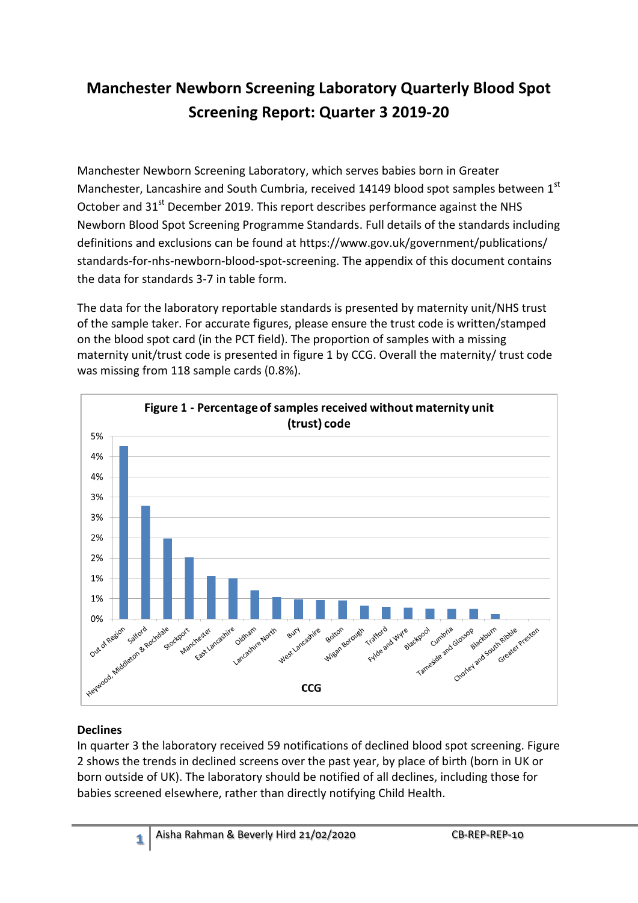# Manchester Newborn Screening Laboratory Quarterly Blood Spot Screening Report: Quarter 3 2019-20

Manchester Newborn Screening Laboratory, which serves babies born in Greater Manchester, Lancashire and South Cumbria, received 14149 blood spot samples between 1st October and 31st December 2019. This report describes performance against the NHS Newborn Blood Spot Screening Programme Standards. Full details of the standards including definitions and exclusions can be found at https://www.gov.uk/government/publications/standards-for-nhs-newborn-blood-spot-screening. The appendix of this document contains the data for standards 3-7 in table form.

The data for the laboratory reportable standards is presented by maternity unit/NHS trust of the sample taker. For accurate figures, please ensure the trust code is written/stamped on the blood spot card (in the PCT field). The proportion of samples with a missing maternity unit/trust code is presented in figure 1 by CCG. Overall the maternity/ trust code was missing from 118 sample cards (0.8%).

**Figure 1 - Percentage of samples received without maternity unit (trust) code**

### Declines

In quarter 3 the laboratory received 59 notifications of declined blood spot screening. Figure 2 shows the trends in declined screens over the past year, by place of birth (born in UK or born outside of UK). The laboratory should be notified of all declines, including those for babies screened elsewhere, rather than directly notifying Child Health.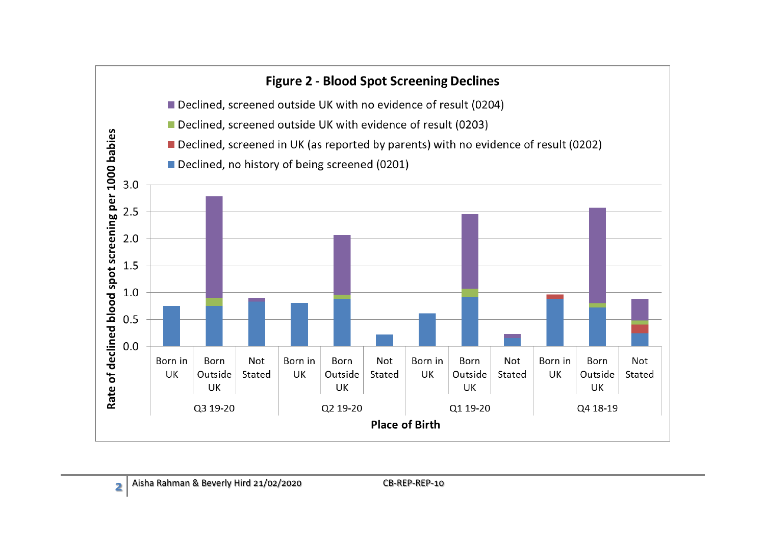**Figure 2 - Blood Spot Screening Declines**

- Declined, screened outside UK with no evidence of result (0204)
- Declined, screened outside UK with evidence of result (0203)
- Declined, screened in UK (as reported by parents) with no evidence of result (0202)
- Declined, no history of being screened (0201)

Y-axis: Rate of declined blood spot screening per 1000 babies (0.0 – 3.0)

X-axis: Place of Birth

| Quarter | Place of Birth |
| --- | --- |
| Q3 19-20 | Born in UK, Born Outside UK, Not Stated |
| Q2 19-20 | Born in UK, Born Outside UK, Not Stated |
| Q1 19-20 | Born in UK, Born Outside UK, Not Stated |
| Q4 18-19 | Born in UK, Born Outside UK, Not Stated |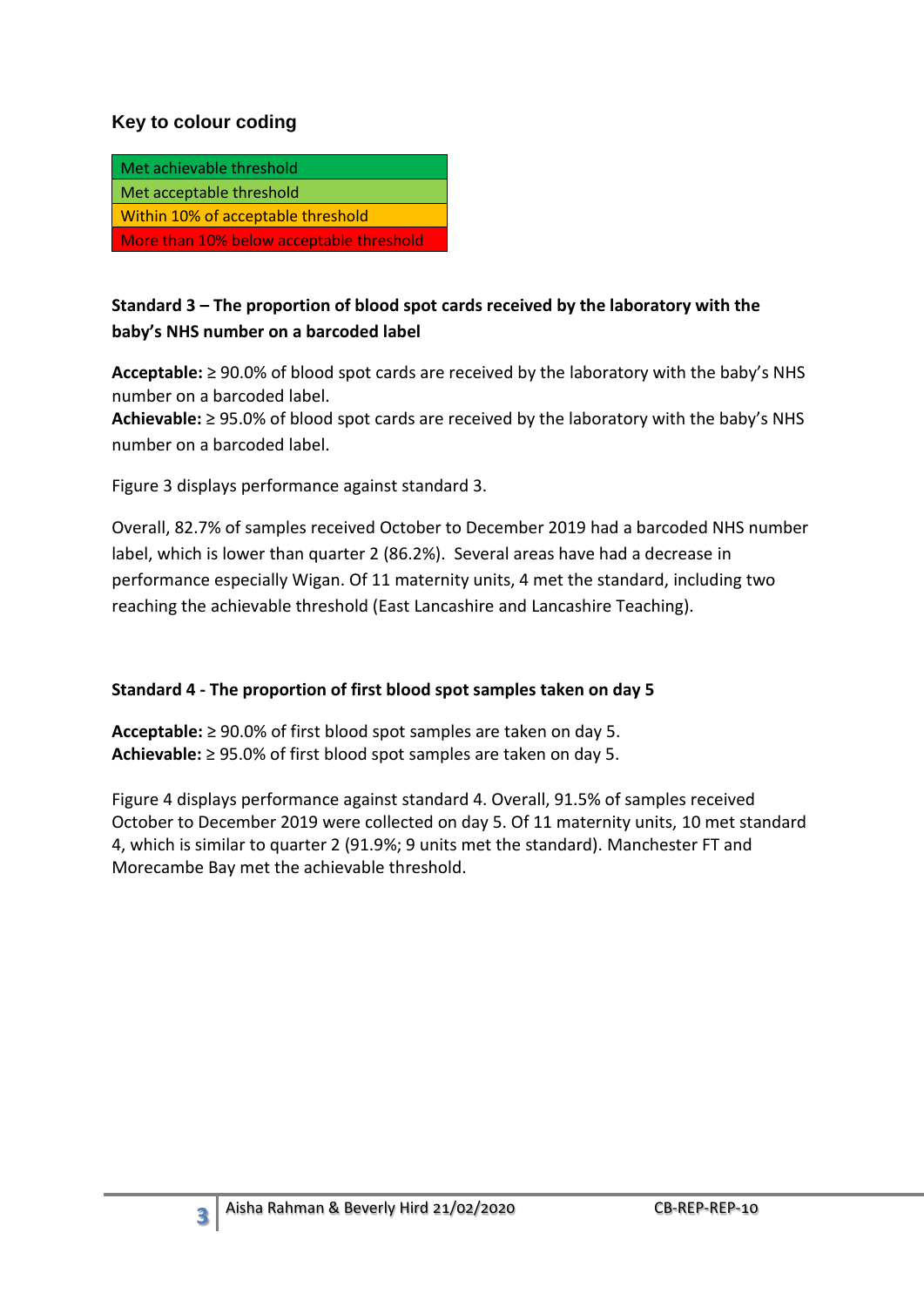### Key to colour coding

| Met achievable threshold |
|---|
| Met acceptable threshold |
| Within 10% of acceptable threshold |
| More than 10% below acceptable threshold |

**Standard 3 – The proportion of blood spot cards received by the laboratory with the baby's NHS number on a barcoded label**

**Acceptable:** ≥ 90.0% of blood spot cards are received by the laboratory with the baby's NHS number on a barcoded label.
**Achievable:** ≥ 95.0% of blood spot cards are received by the laboratory with the baby's NHS number on a barcoded label.

Figure 3 displays performance against standard 3.

Overall, 82.7% of samples received October to December 2019 had a barcoded NHS number label, which is lower than quarter 2 (86.2%). Several areas have had a decrease in performance especially Wigan. Of 11 maternity units, 4 met the standard, including two reaching the achievable threshold (East Lancashire and Lancashire Teaching).

**Standard 4 - The proportion of first blood spot samples taken on day 5**

**Acceptable:** ≥ 90.0% of first blood spot samples are taken on day 5.
**Achievable:** ≥ 95.0% of first blood spot samples are taken on day 5.

Figure 4 displays performance against standard 4. Overall, 91.5% of samples received October to December 2019 were collected on day 5. Of 11 maternity units, 10 met standard 4, which is similar to quarter 2 (91.9%; 9 units met the standard). Manchester FT and Morecambe Bay met the achievable threshold.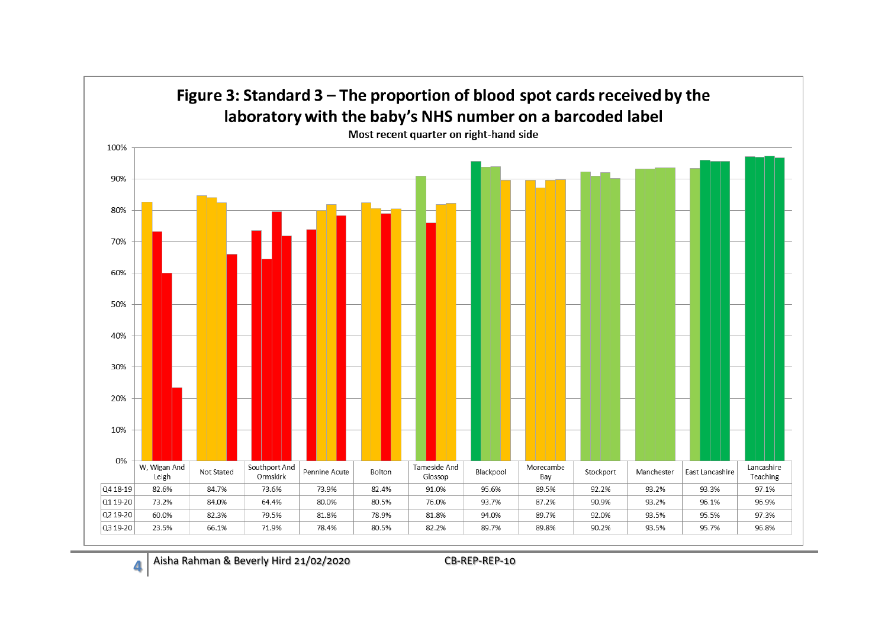## Figure 3: Standard 3 – The proportion of blood spot cards received by the laboratory with the baby's NHS number on a barcoded label

Most recent quarter on right-hand side

| | W, Wigan And Leigh | Not Stated | Southport And Ormskirk | Pennine Acute | Bolton | Tameside And Glossop | Blackpool | Morecambe Bay | Stockport | Manchester | East Lancashire | Lancashire Teaching |
|---|---|---|---|---|---|---|---|---|---|---|---|---|
| Q4 18-19 | 82.6% | 84.7% | 73.6% | 73.9% | 82.4% | 91.0% | 95.6% | 89.5% | 92.2% | 93.2% | 93.3% | 97.1% |
| Q1 19-20 | 73.2% | 84.0% | 64.4% | 80.0% | 80.5% | 76.0% | 93.7% | 87.2% | 90.9% | 93.2% | 96.1% | 96.9% |
| Q2 19-20 | 60.0% | 82.3% | 79.5% | 81.8% | 78.9% | 81.8% | 94.0% | 89.7% | 92.0% | 93.5% | 95.5% | 97.3% |
| Q3 19-20 | 23.5% | 66.1% | 71.9% | 78.4% | 80.5% | 82.2% | 89.7% | 89.8% | 90.2% | 93.5% | 95.7% | 96.8% |

Aisha Rahman & Beverly Hird 21/02/2020 CB-REP-REP-10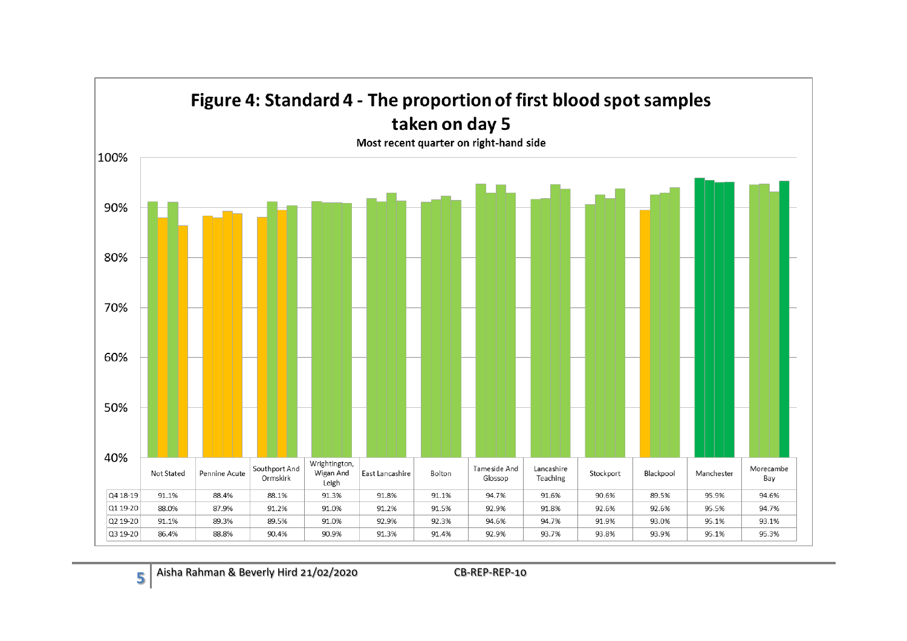# Figure 4: Standard 4 - The proportion of first blood spot samples taken on day 5

Most recent quarter on right-hand side

| | Not Stated | Pennine Acute | Southport And Ormskirk | Wrightington, Wigan And Leigh | East Lancashire | Bolton | Tameside And Glossop | Lancashire Teaching | Stockport | Blackpool | Manchester | Morecambe Bay |
|---|---|---|---|---|---|---|---|---|---|---|---|---|
| Q4 18-19 | 91.1% | 88.4% | 88.1% | 91.3% | 91.8% | 91.1% | 94.7% | 91.6% | 90.6% | 89.5% | 95.9% | 94.6% |
| Q1 19-20 | 88.0% | 87.9% | 91.2% | 91.0% | 91.2% | 91.5% | 92.9% | 91.8% | 92.6% | 92.6% | 95.5% | 94.7% |
| Q2 19-20 | 91.1% | 89.3% | 89.5% | 91.0% | 92.9% | 92.3% | 94.6% | 94.7% | 91.9% | 93.0% | 95.1% | 93.1% |
| Q3 19-20 | 86.4% | 88.8% | 90.4% | 90.9% | 91.3% | 91.4% | 92.9% | 93.7% | 93.8% | 93.9% | 95.1% | 95.3% |

Aisha Rahman & Beverly Hird 21/02/2020 CB-REP-REP-10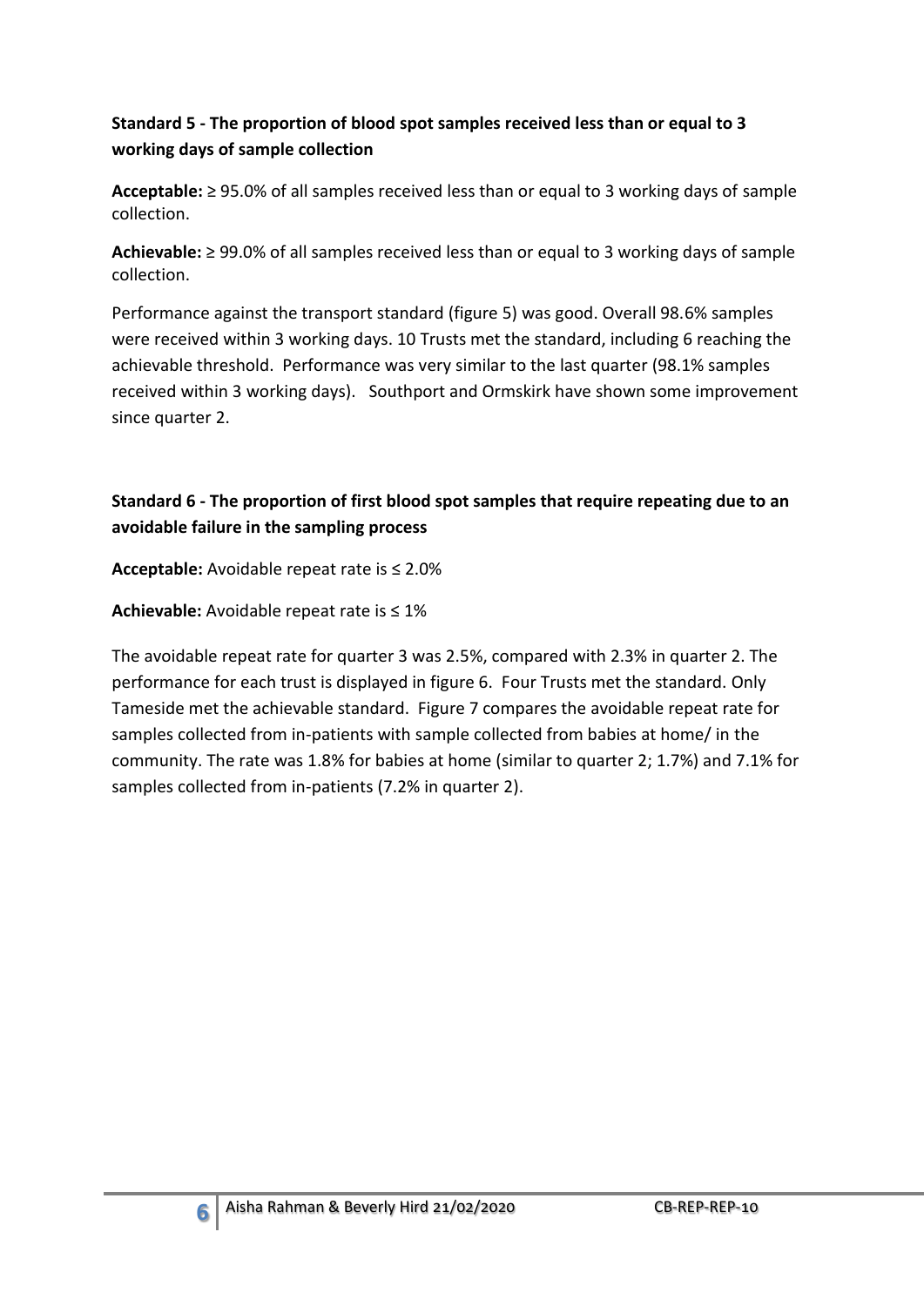**Standard 5 - The proportion of blood spot samples received less than or equal to 3 working days of sample collection**

**Acceptable:** ≥ 95.0% of all samples received less than or equal to 3 working days of sample collection.

**Achievable:** ≥ 99.0% of all samples received less than or equal to 3 working days of sample collection.

Performance against the transport standard (figure 5) was good. Overall 98.6% samples were received within 3 working days. 10 Trusts met the standard, including 6 reaching the achievable threshold. Performance was very similar to the last quarter (98.1% samples received within 3 working days). Southport and Ormskirk have shown some improvement since quarter 2.

**Standard 6 - The proportion of first blood spot samples that require repeating due to an avoidable failure in the sampling process**

**Acceptable:** Avoidable repeat rate is ≤ 2.0%

**Achievable:** Avoidable repeat rate is ≤ 1%

The avoidable repeat rate for quarter 3 was 2.5%, compared with 2.3% in quarter 2. The performance for each trust is displayed in figure 6. Four Trusts met the standard. Only Tameside met the achievable standard. Figure 7 compares the avoidable repeat rate for samples collected from in-patients with sample collected from babies at home/ in the community. The rate was 1.8% for babies at home (similar to quarter 2; 1.7%) and 7.1% for samples collected from in-patients (7.2% in quarter 2).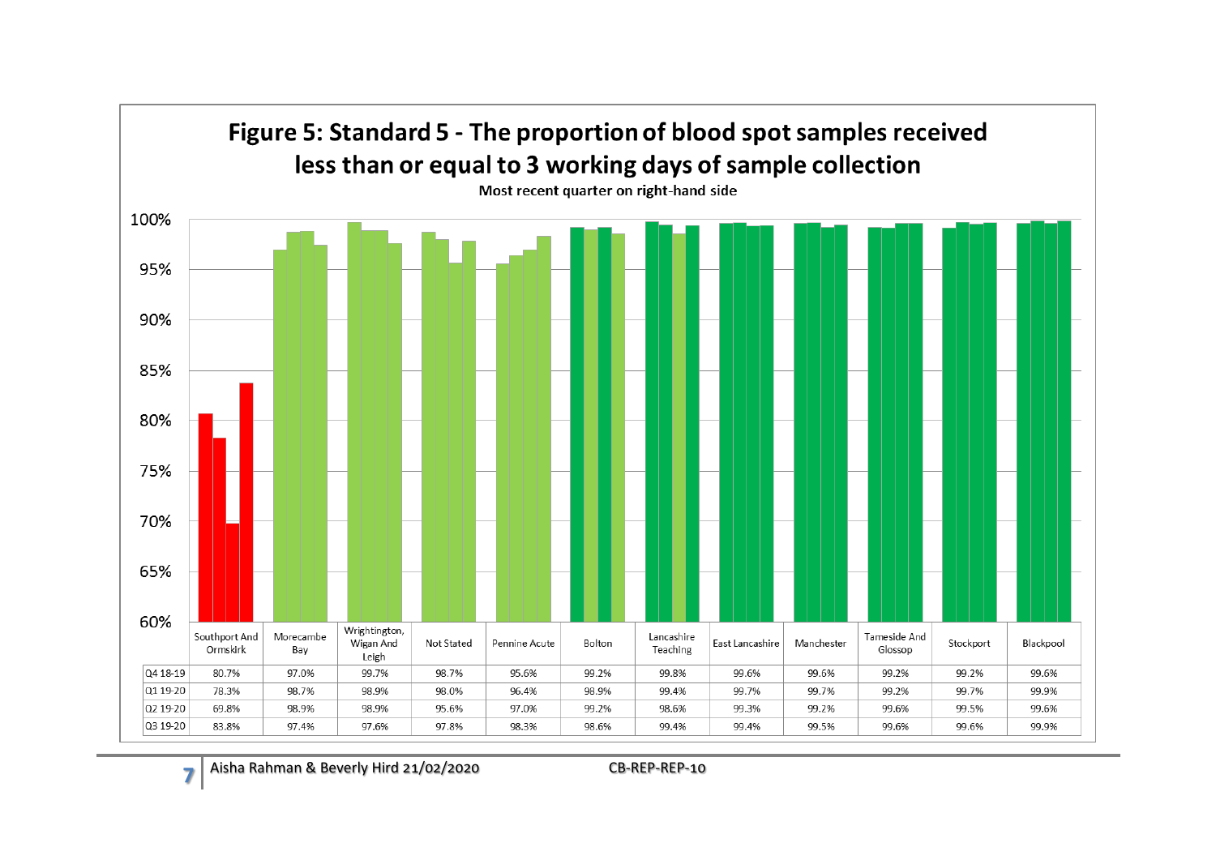# Figure 5: Standard 5 - The proportion of blood spot samples received less than or equal to 3 working days of sample collection

Most recent quarter on right-hand side

| | Southport And Ormskirk | Morecambe Bay | Wrightington, Wigan And Leigh | Not Stated | Pennine Acute | Bolton | Lancashire Teaching | East Lancashire | Manchester | Tameside And Glossop | Stockport | Blackpool |
|---|---|---|---|---|---|---|---|---|---|---|---|---|
| Q4 18-19 | 80.7% | 97.0% | 99.7% | 98.7% | 95.6% | 99.2% | 99.8% | 99.6% | 99.6% | 99.2% | 99.2% | 99.6% |
| Q1 19-20 | 78.3% | 98.7% | 98.9% | 98.0% | 96.4% | 98.9% | 99.4% | 99.7% | 99.7% | 99.2% | 99.7% | 99.9% |
| Q2 19-20 | 69.8% | 98.9% | 98.9% | 95.6% | 97.0% | 99.2% | 98.6% | 99.3% | 99.2% | 99.6% | 99.5% | 99.6% |
| Q3 19-20 | 83.8% | 97.4% | 97.6% | 97.8% | 98.3% | 98.6% | 99.4% | 99.4% | 99.5% | 99.6% | 99.6% | 99.9% |

Aisha Rahman & Beverly Hird 21/02/2020 CB-REP-REP-10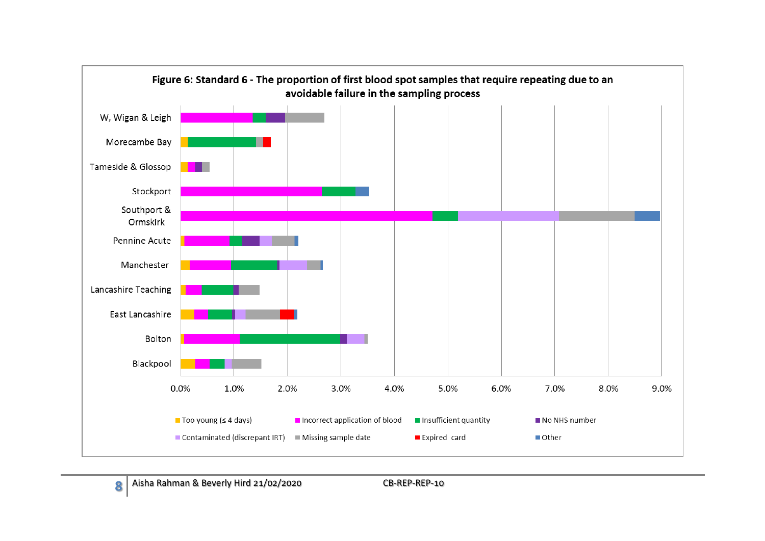**Figure 6: Standard 6 - The proportion of first blood spot samples that require repeating due to an avoidable failure in the sampling process**

W, Wigan & Leigh
Morecambe Bay
Tameside & Glossop
Stockport
Southport & Ormskirk
Pennine Acute
Manchester
Lancashire Teaching
East Lancashire
Bolton
Blackpool

0.0% 1.0% 2.0% 3.0% 4.0% 5.0% 6.0% 7.0% 8.0% 9.0%

Too young (≤ 4 days) | Incorrect application of blood | Insufficient quantity | No NHS number | Contaminated (discrepant IRT) | Missing sample date | Expired card | Other

Aisha Rahman & Beverly Hird 21/02/2020 CB-REP-REP-10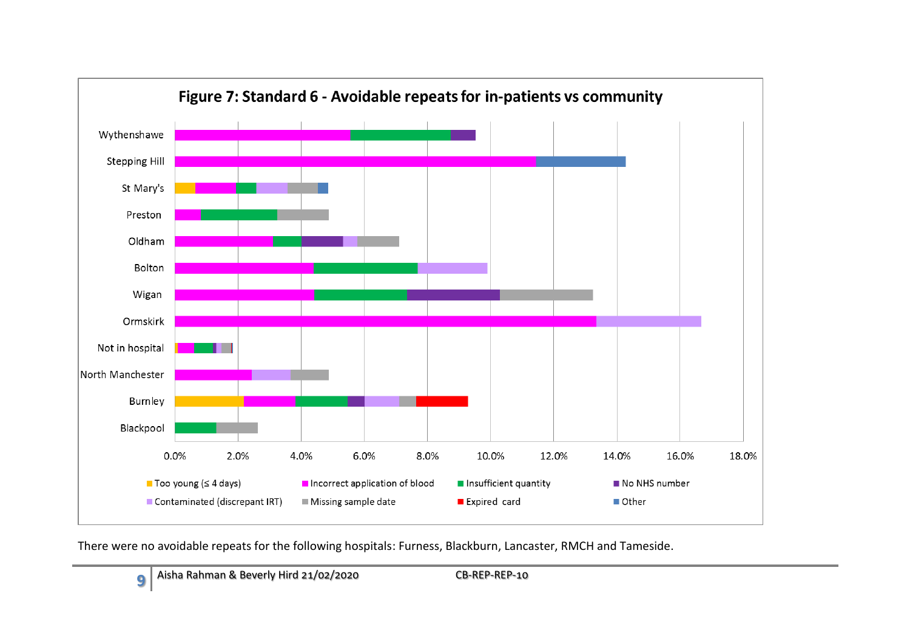**Figure 7: Standard 6 - Avoidable repeats for in-patients vs community**

There were no avoidable repeats for the following hospitals: Furness, Blackburn, Lancaster, RMCH and Tameside.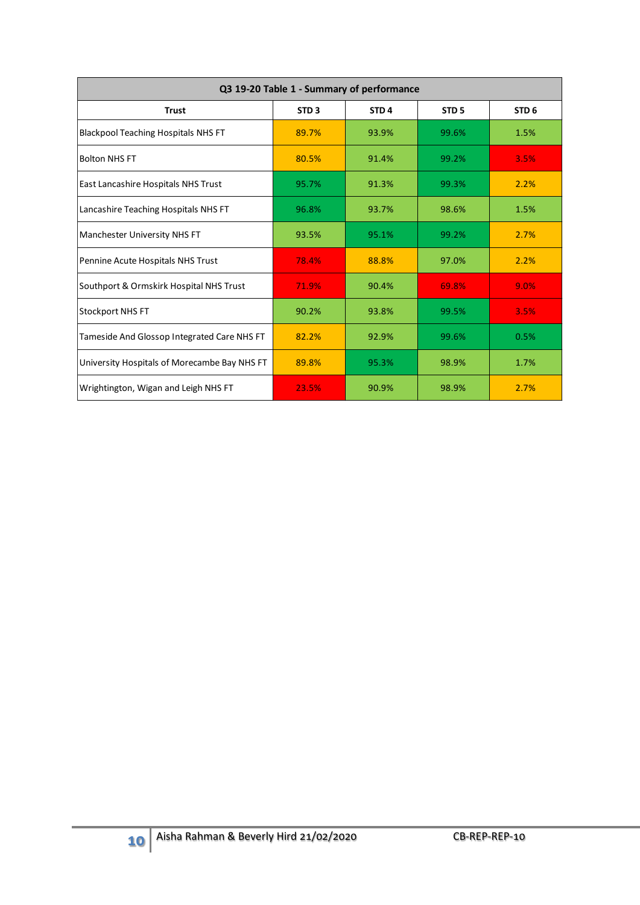| Q3 19-20 Table 1 - Summary of performance | | | | |
|---|---|---|---|---|
| **Trust** | **STD 3** | **STD 4** | **STD 5** | **STD 6** |
| Blackpool Teaching Hospitals NHS FT | 89.7% | 93.9% | 99.6% | 1.5% |
| Bolton NHS FT | 80.5% | 91.4% | 99.2% | 3.5% |
| East Lancashire Hospitals NHS Trust | 95.7% | 91.3% | 99.3% | 2.2% |
| Lancashire Teaching Hospitals NHS FT | 96.8% | 93.7% | 98.6% | 1.5% |
| Manchester University NHS FT | 93.5% | 95.1% | 99.2% | 2.7% |
| Pennine Acute Hospitals NHS Trust | 78.4% | 88.8% | 97.0% | 2.2% |
| Southport & Ormskirk Hospital NHS Trust | 71.9% | 90.4% | 69.8% | 9.0% |
| Stockport NHS FT | 90.2% | 93.8% | 99.5% | 3.5% |
| Tameside And Glossop Integrated Care NHS FT | 82.2% | 92.9% | 99.6% | 0.5% |
| University Hospitals of Morecambe Bay NHS FT | 89.8% | 95.3% | 98.9% | 1.7% |
| Wrightington, Wigan and Leigh NHS FT | 23.5% | 90.9% | 98.9% | 2.7% |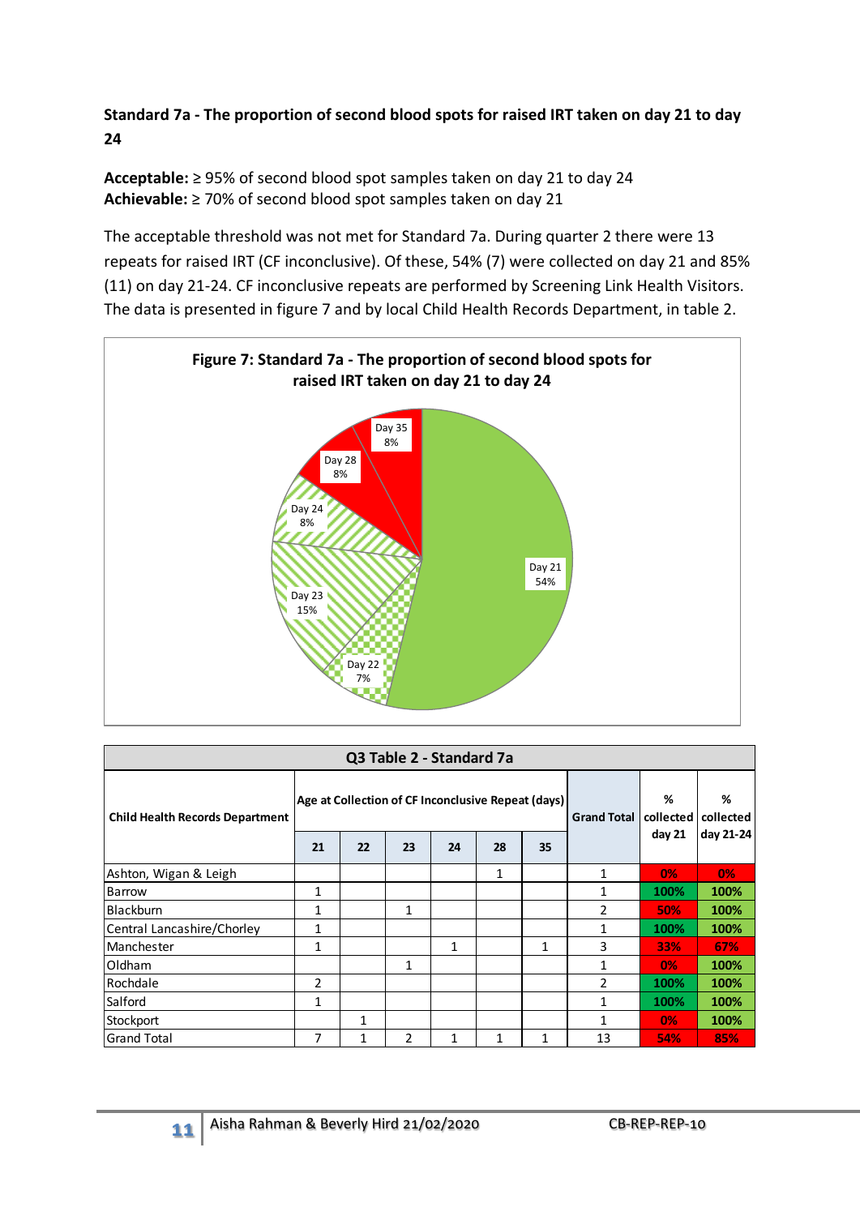### Standard 7a - The proportion of second blood spots for raised IRT taken on day 21 to day 24

**Acceptable:** ≥ 95% of second blood spot samples taken on day 21 to day 24
**Achievable:** ≥ 70% of second blood spot samples taken on day 21

The acceptable threshold was not met for Standard 7a. During quarter 2 there were 13 repeats for raised IRT (CF inconclusive). Of these, 54% (7) were collected on day 21 and 85% (11) on day 21-24. CF inconclusive repeats are performed by Screening Link Health Visitors. The data is presented in figure 7 and by local Child Health Records Department, in table 2.

**Figure 7: Standard 7a - The proportion of second blood spots for raised IRT taken on day 21 to day 24**

| Day | % |
|---|---|
| Day 21 | 54% |
| Day 22 | 7% |
| Day 23 | 15% |
| Day 24 | 8% |
| Day 28 | 8% |
| Day 35 | 8% |

**Q3 Table 2 - Standard 7a**

| Child Health Records Department | Age at Collection of CF Inconclusive Repeat (days) | | | | | | Grand Total | % collected day 21 | % collected day 21-24 |
|---|---|---|---|---|---|---|---|---|---|
| | 21 | 22 | 23 | 24 | 28 | 35 | | | |
| Ashton, Wigan & Leigh | | | | | 1 | | 1 | 0% | 0% |
| Barrow | 1 | | | | | | 1 | 100% | 100% |
| Blackburn | 1 | | 1 | | | | 2 | 50% | 100% |
| Central Lancashire/Chorley | 1 | | | | | | 1 | 100% | 100% |
| Manchester | 1 | | | 1 | | 1 | 3 | 33% | 67% |
| Oldham | | | 1 | | | | 1 | 0% | 100% |
| Rochdale | 2 | | | | | | 2 | 100% | 100% |
| Salford | 1 | | | | | | 1 | 100% | 100% |
| Stockport | | 1 | | | | | 1 | 0% | 100% |
| Grand Total | 7 | 1 | 2 | 1 | 1 | 1 | 13 | 54% | 85% |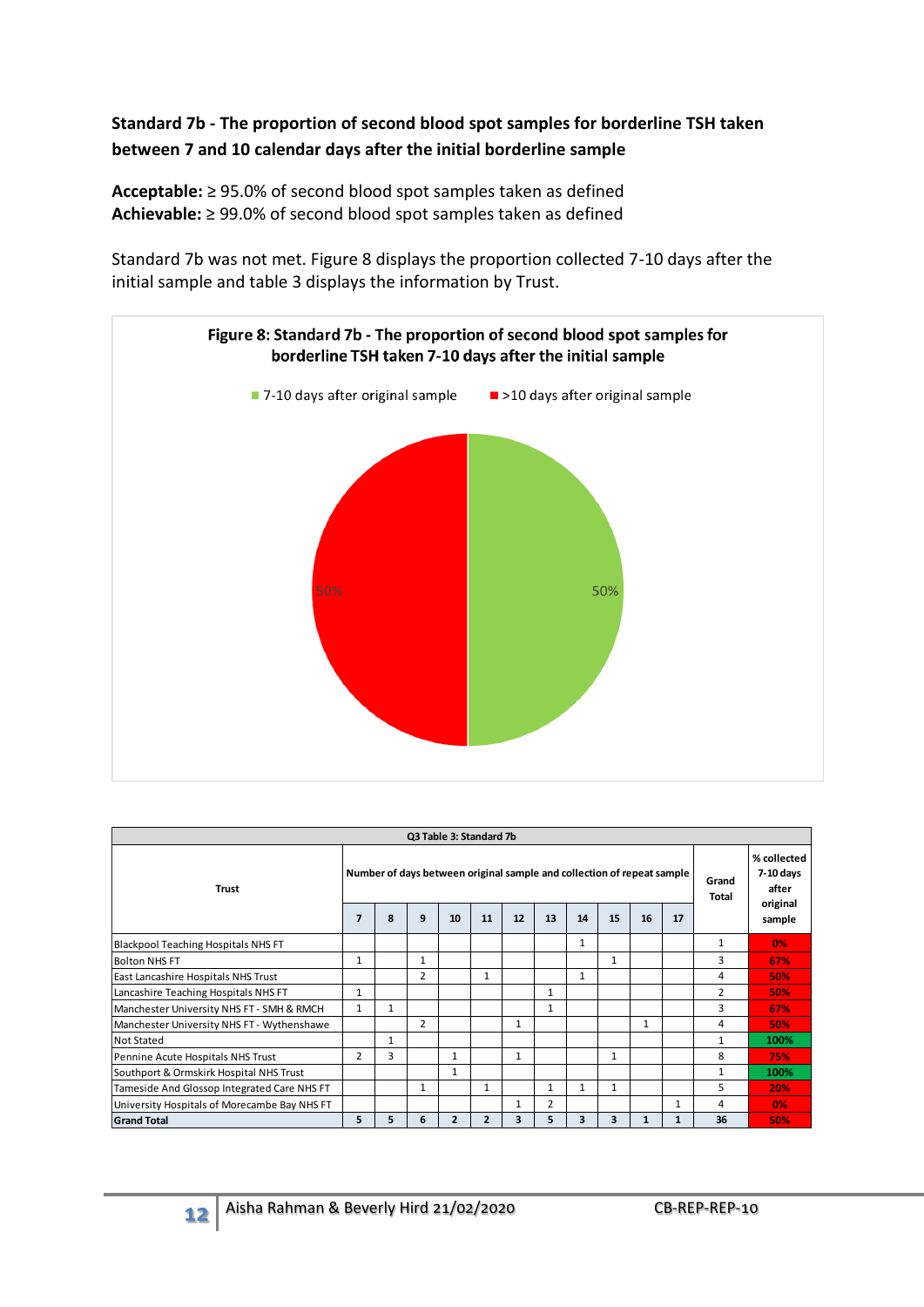**Standard 7b - The proportion of second blood spot samples for borderline TSH taken between 7 and 10 calendar days after the initial borderline sample**

**Acceptable:** ≥ 95.0% of second blood spot samples taken as defined
**Achievable:** ≥ 99.0% of second blood spot samples taken as defined

Standard 7b was not met. Figure 8 displays the proportion collected 7-10 days after the initial sample and table 3 displays the information by Trust.

**Figure 8: Standard 7b - The proportion of second blood spot samples for borderline TSH taken 7-10 days after the initial sample**

| Category | % |
|---|---|
| 7-10 days after original sample | 50% |
| >10 days after original sample | 50% |

**Q3 Table 3: Standard 7b**

| Trust | Number of days between original sample and collection of repeat sample | | | | | | | | | | | Grand Total | % collected 7-10 days after original sample |
|---|---|---|---|---|---|---|---|---|---|---|---|---|---|
| | 7 | 8 | 9 | 10 | 11 | 12 | 13 | 14 | 15 | 16 | 17 | | |
| Blackpool Teaching Hospitals NHS FT | | | | | | | | 1 | | | | 1 | 0% |
| Bolton NHS FT | 1 | | 1 | | | | | | 1 | | | 3 | 67% |
| East Lancashire Hospitals NHS Trust | | | 2 | | 1 | | | 1 | | | | 4 | 50% |
| Lancashire Teaching Hospitals NHS FT | 1 | | | | | | 1 | | | | | 2 | 50% |
| Manchester University NHS FT - SMH & RMCH | 1 | 1 | | | | | 1 | | | | | 3 | 67% |
| Manchester University NHS FT - Wythenshawe | | | 2 | | | 1 | | | | 1 | | 4 | 50% |
| Not Stated | | 1 | | | | | | | | | | 1 | 100% |
| Pennine Acute Hospitals NHS Trust | 2 | 3 | | 1 | | 1 | | | 1 | | | 8 | 75% |
| Southport & Ormskirk Hospital NHS Trust | | | | 1 | | | | | | | | 1 | 100% |
| Tameside And Glossop Integrated Care NHS FT | | | 1 | | 1 | | 1 | 1 | 1 | | | 5 | 20% |
| University Hospitals of Morecambe Bay NHS FT | | | | | | 1 | 2 | | | | 1 | 4 | 0% |
| **Grand Total** | **5** | **5** | **6** | **2** | **2** | **3** | **5** | **3** | **3** | **1** | **1** | **36** | **50%** |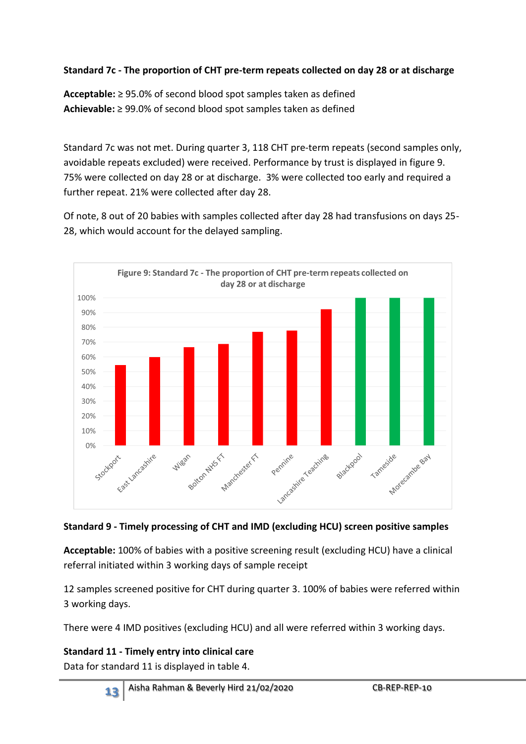**Standard 7c - The proportion of CHT pre-term repeats collected on day 28 or at discharge**

**Acceptable:** ≥ 95.0% of second blood spot samples taken as defined
**Achievable:** ≥ 99.0% of second blood spot samples taken as defined

Standard 7c was not met. During quarter 3, 118 CHT pre-term repeats (second samples only, avoidable repeats excluded) were received. Performance by trust is displayed in figure 9. 75% were collected on day 28 or at discharge. 3% were collected too early and required a further repeat. 21% were collected after day 28.

Of note, 8 out of 20 babies with samples collected after day 28 had transfusions on days 25-28, which would account for the delayed sampling.

Figure 9: Standard 7c - The proportion of CHT pre-term repeats collected on day 28 or at discharge

**Standard 9 - Timely processing of CHT and IMD (excluding HCU) screen positive samples**

**Acceptable:** 100% of babies with a positive screening result (excluding HCU) have a clinical referral initiated within 3 working days of sample receipt

12 samples screened positive for CHT during quarter 3. 100% of babies were referred within 3 working days.

There were 4 IMD positives (excluding HCU) and all were referred within 3 working days.

**Standard 11 - Timely entry into clinical care**
Data for standard 11 is displayed in table 4.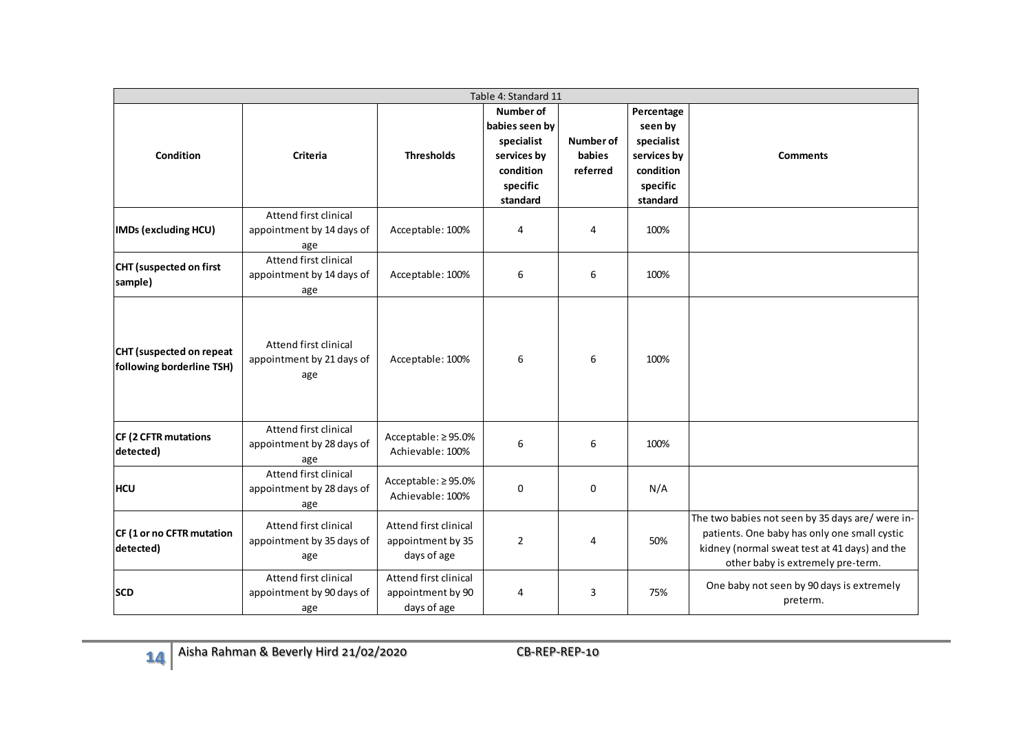| Table 4: Standard 11 | | | | | | |
|---|---|---|---|---|---|---|
| **Condition** | **Criteria** | **Thresholds** | **Number of babies seen by specialist services by condition specific standard** | **Number of babies referred** | **Percentage seen by specialist services by condition specific standard** | **Comments** |
| **IMDs (excluding HCU)** | Attend first clinical appointment by 14 days of age | Acceptable: 100% | 4 | 4 | 100% | |
| **CHT (suspected on first sample)** | Attend first clinical appointment by 14 days of age | Acceptable: 100% | 6 | 6 | 100% | |
| **CHT (suspected on repeat following borderline TSH)** | Attend first clinical appointment by 21 days of age | Acceptable: 100% | 6 | 6 | 100% | |
| **CF (2 CFTR mutations detected)** | Attend first clinical appointment by 28 days of age | Acceptable: ≥ 95.0% Achievable: 100% | 6 | 6 | 100% | |
| **HCU** | Attend first clinical appointment by 28 days of age | Acceptable: ≥ 95.0% Achievable: 100% | 0 | 0 | N/A | |
| **CF (1 or no CFTR mutation detected)** | Attend first clinical appointment by 35 days of age | Attend first clinical appointment by 35 days of age | 2 | 4 | 50% | The two babies not seen by 35 days are/ were in-patients. One baby has only one small cystic kidney (normal sweat test at 41 days) and the other baby is extremely pre-term. |
| **SCD** | Attend first clinical appointment by 90 days of age | Attend first clinical appointment by 90 days of age | 4 | 3 | 75% | One baby not seen by 90 days is extremely preterm. |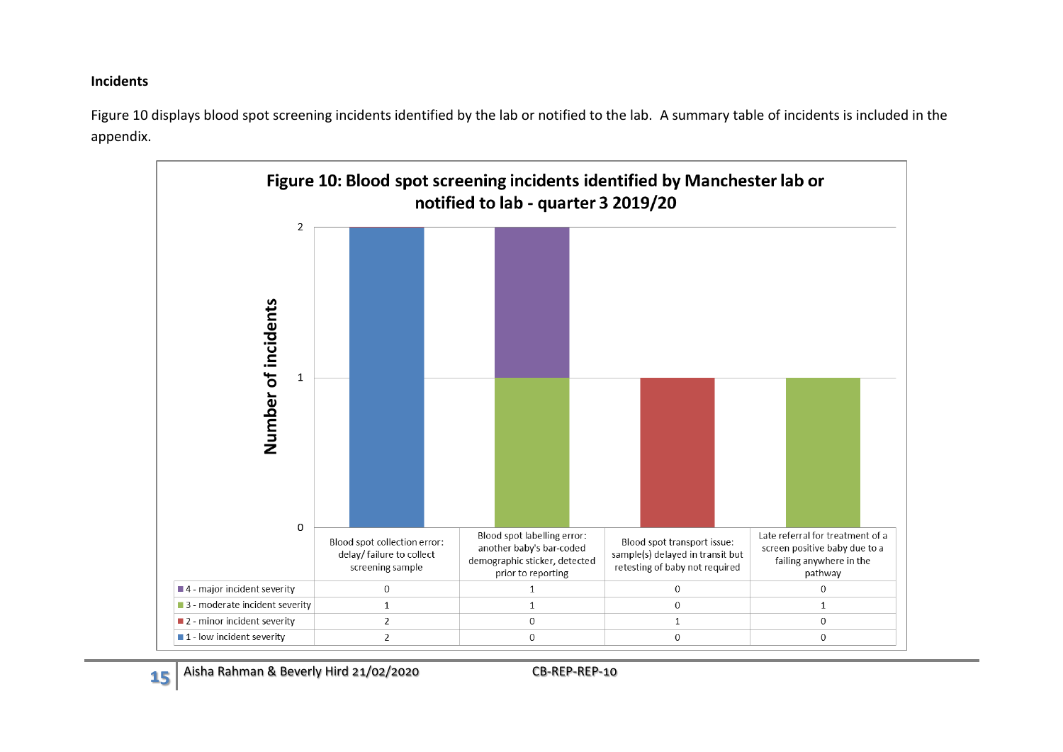**Incidents**

Figure 10 displays blood spot screening incidents identified by the lab or notified to the lab. A summary table of incidents is included in the appendix.

**Figure 10: Blood spot screening incidents identified by Manchester lab or notified to lab - quarter 3 2019/20**

| | Blood spot collection error: delay/ failure to collect screening sample | Blood spot labelling error: another baby's bar-coded demographic sticker, detected prior to reporting | Blood spot transport issue: sample(s) delayed in transit but retesting of baby not required | Late referral for treatment of a screen positive baby due to a failing anywhere in the pathway |
|---|---|---|---|---|
| 4 - major incident severity | 0 | 1 | 0 | 0 |
| 3 - moderate incident severity | 1 | 1 | 0 | 1 |
| 2 - minor incident severity | 2 | 0 | 1 | 0 |
| 1 - low incident severity | 2 | 0 | 0 | 0 |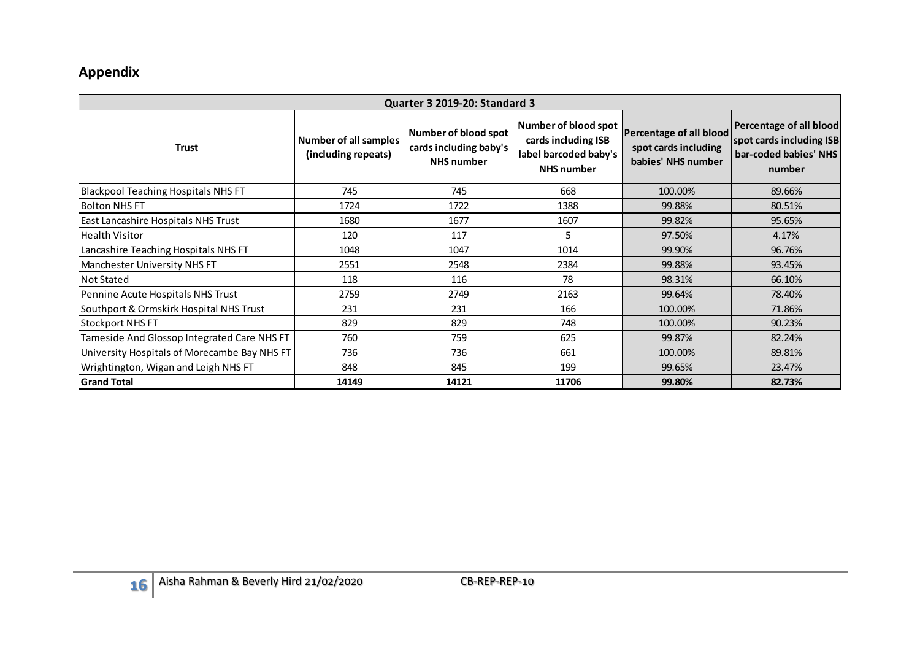## Appendix

| Quarter 3 2019-20: Standard 3 | | | | | |
|---|---|---|---|---|---|
| **Trust** | **Number of all samples (including repeats)** | **Number of blood spot cards including baby's NHS number** | **Number of blood spot cards including ISB label barcoded baby's NHS number** | **Percentage of all blood spot cards including babies' NHS number** | **Percentage of all blood spot cards including ISB bar-coded babies' NHS number** |
| Blackpool Teaching Hospitals NHS FT | 745 | 745 | 668 | 100.00% | 89.66% |
| Bolton NHS FT | 1724 | 1722 | 1388 | 99.88% | 80.51% |
| East Lancashire Hospitals NHS Trust | 1680 | 1677 | 1607 | 99.82% | 95.65% |
| Health Visitor | 120 | 117 | 5 | 97.50% | 4.17% |
| Lancashire Teaching Hospitals NHS FT | 1048 | 1047 | 1014 | 99.90% | 96.76% |
| Manchester University NHS FT | 2551 | 2548 | 2384 | 99.88% | 93.45% |
| Not Stated | 118 | 116 | 78 | 98.31% | 66.10% |
| Pennine Acute Hospitals NHS Trust | 2759 | 2749 | 2163 | 99.64% | 78.40% |
| Southport & Ormskirk Hospital NHS Trust | 231 | 231 | 166 | 100.00% | 71.86% |
| Stockport NHS FT | 829 | 829 | 748 | 100.00% | 90.23% |
| Tameside And Glossop Integrated Care NHS FT | 760 | 759 | 625 | 99.87% | 82.24% |
| University Hospitals of Morecambe Bay NHS FT | 736 | 736 | 661 | 100.00% | 89.81% |
| Wrightington, Wigan and Leigh NHS FT | 848 | 845 | 199 | 99.65% | 23.47% |
| **Grand Total** | **14149** | **14121** | **11706** | **99.80%** | **82.73%** |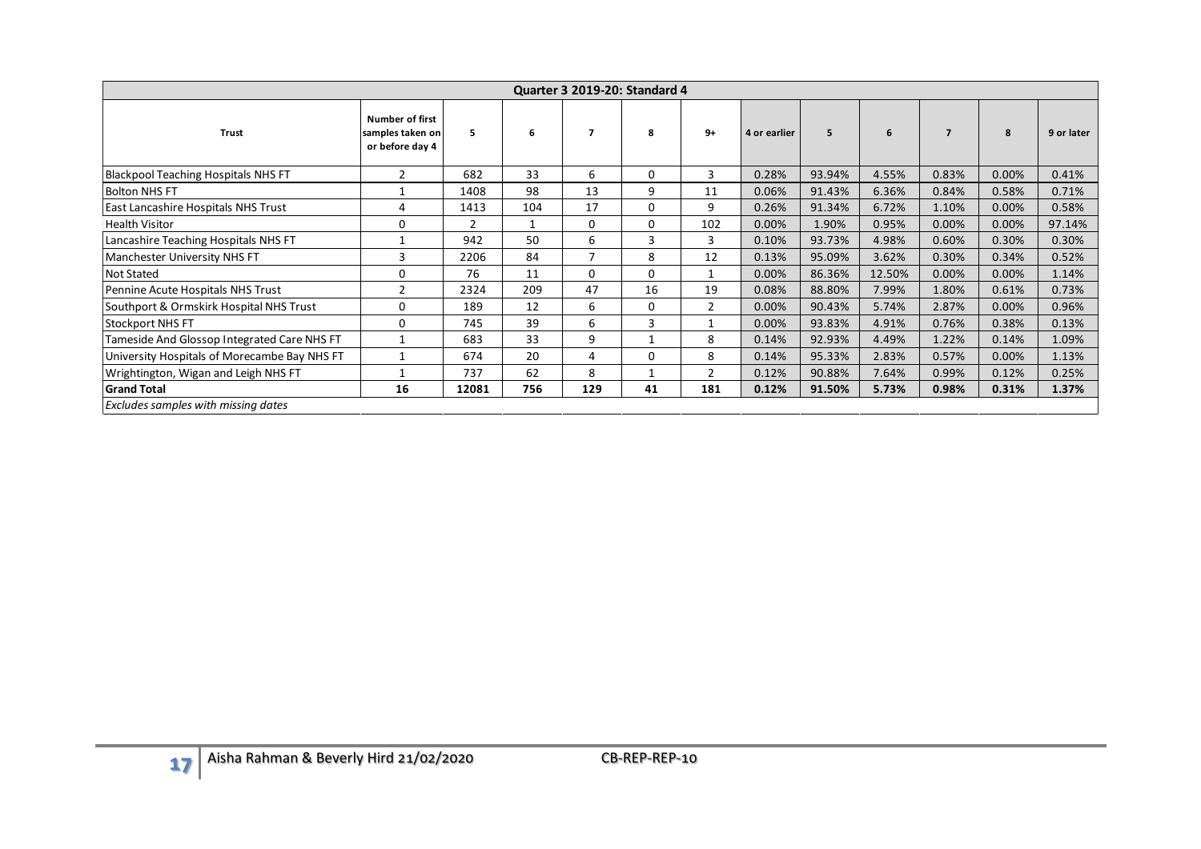| Quarter 3 2019-20: Standard 4 | | | | | | | | | | | | |
|---|---|---|---|---|---|---|---|---|---|---|---|---|
| **Trust** | **Number of first samples taken on or before day 4** | **5** | **6** | **7** | **8** | **9+** | **4 or earlier** | **5** | **6** | **7** | **8** | **9 or later** |
| Blackpool Teaching Hospitals NHS FT | 2 | 682 | 33 | 6 | 0 | 3 | 0.28% | 93.94% | 4.55% | 0.83% | 0.00% | 0.41% |
| Bolton NHS FT | 1 | 1408 | 98 | 13 | 9 | 11 | 0.06% | 91.43% | 6.36% | 0.84% | 0.58% | 0.71% |
| East Lancashire Hospitals NHS Trust | 4 | 1413 | 104 | 17 | 0 | 9 | 0.26% | 91.34% | 6.72% | 1.10% | 0.00% | 0.58% |
| Health Visitor | 0 | 2 | 1 | 0 | 0 | 102 | 0.00% | 1.90% | 0.95% | 0.00% | 0.00% | 97.14% |
| Lancashire Teaching Hospitals NHS FT | 1 | 942 | 50 | 6 | 3 | 3 | 0.10% | 93.73% | 4.98% | 0.60% | 0.30% | 0.30% |
| Manchester University NHS FT | 3 | 2206 | 84 | 7 | 8 | 12 | 0.13% | 95.09% | 3.62% | 0.30% | 0.34% | 0.52% |
| Not Stated | 0 | 76 | 11 | 0 | 0 | 1 | 0.00% | 86.36% | 12.50% | 0.00% | 0.00% | 1.14% |
| Pennine Acute Hospitals NHS Trust | 2 | 2324 | 209 | 47 | 16 | 19 | 0.08% | 88.80% | 7.99% | 1.80% | 0.61% | 0.73% |
| Southport & Ormskirk Hospital NHS Trust | 0 | 189 | 12 | 6 | 0 | 2 | 0.00% | 90.43% | 5.74% | 2.87% | 0.00% | 0.96% |
| Stockport NHS FT | 0 | 745 | 39 | 6 | 3 | 1 | 0.00% | 93.83% | 4.91% | 0.76% | 0.38% | 0.13% |
| Tameside And Glossop Integrated Care NHS FT | 1 | 683 | 33 | 9 | 1 | 8 | 0.14% | 92.93% | 4.49% | 1.22% | 0.14% | 1.09% |
| University Hospitals of Morecambe Bay NHS FT | 1 | 674 | 20 | 4 | 0 | 8 | 0.14% | 95.33% | 2.83% | 0.57% | 0.00% | 1.13% |
| Wrightington, Wigan and Leigh NHS FT | 1 | 737 | 62 | 8 | 1 | 2 | 0.12% | 90.88% | 7.64% | 0.99% | 0.12% | 0.25% |
| **Grand Total** | **16** | **12081** | **756** | **129** | **41** | **181** | **0.12%** | **91.50%** | **5.73%** | **0.98%** | **0.31%** | **1.37%** |

*Excludes samples with missing dates*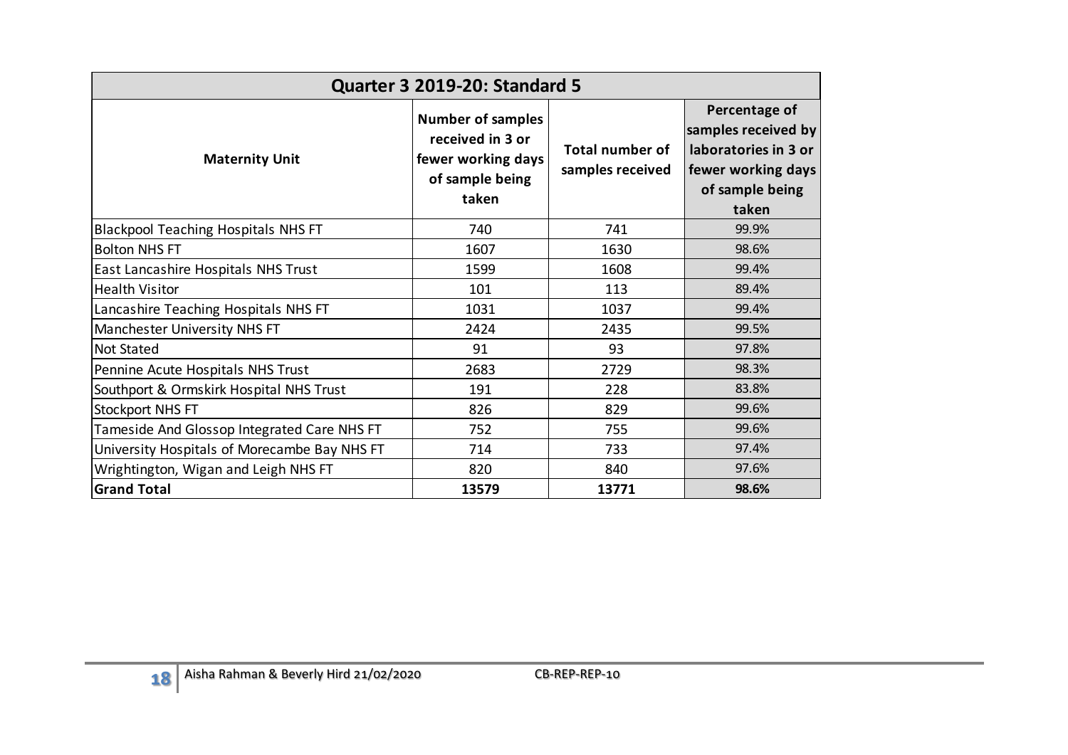| Quarter 3 2019-20: Standard 5 | | | |
|---|---|---|---|
| **Maternity Unit** | **Number of samples received in 3 or fewer working days of sample being taken** | **Total number of samples received** | **Percentage of samples received by laboratories in 3 or fewer working days of sample being taken** |
| Blackpool Teaching Hospitals NHS FT | 740 | 741 | 99.9% |
| Bolton NHS FT | 1607 | 1630 | 98.6% |
| East Lancashire Hospitals NHS Trust | 1599 | 1608 | 99.4% |
| Health Visitor | 101 | 113 | 89.4% |
| Lancashire Teaching Hospitals NHS FT | 1031 | 1037 | 99.4% |
| Manchester University NHS FT | 2424 | 2435 | 99.5% |
| Not Stated | 91 | 93 | 97.8% |
| Pennine Acute Hospitals NHS Trust | 2683 | 2729 | 98.3% |
| Southport & Ormskirk Hospital NHS Trust | 191 | 228 | 83.8% |
| Stockport NHS FT | 826 | 829 | 99.6% |
| Tameside And Glossop Integrated Care NHS FT | 752 | 755 | 99.6% |
| University Hospitals of Morecambe Bay NHS FT | 714 | 733 | 97.4% |
| Wrightington, Wigan and Leigh NHS FT | 820 | 840 | 97.6% |
| **Grand Total** | **13579** | **13771** | **98.6%** |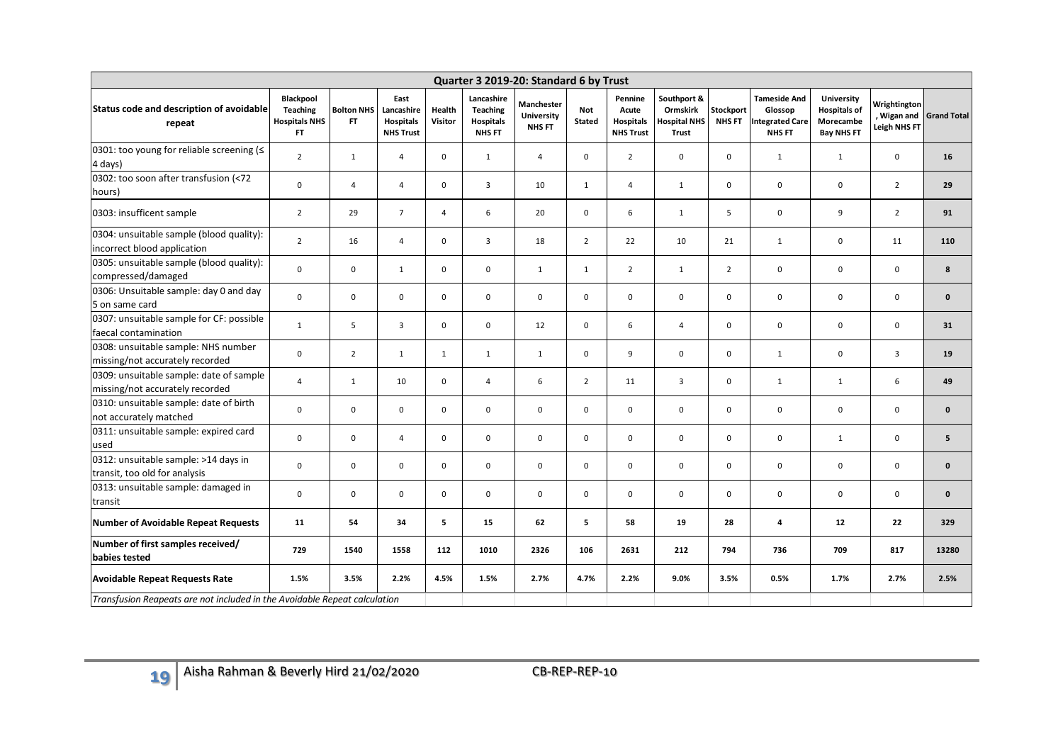| Quarter 3 2019-20: Standard 6 by Trust | | | | | | | | | | | | | | |
|---|---|---|---|---|---|---|---|---|---|---|---|---|---|---|
| **Status code and description of avoidable repeat** | **Blackpool Teaching Hospitals NHS FT** | **Bolton NHS FT** | **East Lancashire Hospitals NHS Trust** | **Health Visitor** | **Lancashire Teaching Hospitals NHS FT** | **Manchester University NHS FT** | **Not Stated** | **Pennine Acute Hospitals NHS Trust** | **Southport & Ormskirk Hospital NHS Trust** | **Stockport NHS FT** | **Tameside And Glossop Integrated Care NHS FT** | **University Hospitals of Morecambe Bay NHS FT** | **Wrightington, Wigan and Leigh NHS FT** | **Grand Total** |
| 0301: too young for reliable screening (≤ 4 days) | 2 | 1 | 4 | 0 | 1 | 4 | 0 | 2 | 0 | 0 | 1 | 1 | 0 | **16** |
| 0302: too soon after transfusion (<72 hours) | 0 | 4 | 4 | 0 | 3 | 10 | 1 | 4 | 1 | 0 | 0 | 0 | 2 | **29** |
| 0303: insufficent sample | 2 | 29 | 7 | 4 | 6 | 20 | 0 | 6 | 1 | 5 | 0 | 9 | 2 | **91** |
| 0304: unsuitable sample (blood quality): incorrect blood application | 2 | 16 | 4 | 0 | 3 | 18 | 2 | 22 | 10 | 21 | 1 | 0 | 11 | **110** |
| 0305: unsuitable sample (blood quality): compressed/damaged | 0 | 0 | 1 | 0 | 0 | 1 | 1 | 2 | 1 | 2 | 0 | 0 | 0 | **8** |
| 0306: Unsuitable sample: day 0 and day 5 on same card | 0 | 0 | 0 | 0 | 0 | 0 | 0 | 0 | 0 | 0 | 0 | 0 | 0 | **0** |
| 0307: unsuitable sample for CF: possible faecal contamination | 1 | 5 | 3 | 0 | 0 | 12 | 0 | 6 | 4 | 0 | 0 | 0 | 0 | **31** |
| 0308: unsuitable sample: NHS number missing/not accurately recorded | 0 | 2 | 1 | 1 | 1 | 1 | 0 | 9 | 0 | 0 | 1 | 0 | 3 | **19** |
| 0309: unsuitable sample: date of sample missing/not accurately recorded | 4 | 1 | 10 | 0 | 4 | 6 | 2 | 11 | 3 | 0 | 1 | 1 | 6 | **49** |
| 0310: unsuitable sample: date of birth not accurately matched | 0 | 0 | 0 | 0 | 0 | 0 | 0 | 0 | 0 | 0 | 0 | 0 | 0 | **0** |
| 0311: unsuitable sample: expired card used | 0 | 0 | 4 | 0 | 0 | 0 | 0 | 0 | 0 | 0 | 0 | 1 | 0 | **5** |
| 0312: unsuitable sample: >14 days in transit, too old for analysis | 0 | 0 | 0 | 0 | 0 | 0 | 0 | 0 | 0 | 0 | 0 | 0 | 0 | **0** |
| 0313: unsuitable sample: damaged in transit | 0 | 0 | 0 | 0 | 0 | 0 | 0 | 0 | 0 | 0 | 0 | 0 | 0 | **0** |
| **Number of Avoidable Repeat Requests** | **11** | **54** | **34** | **5** | **15** | **62** | **5** | **58** | **19** | **28** | **4** | **12** | **22** | **329** |
| **Number of first samples received/ babies tested** | **729** | **1540** | **1558** | **112** | **1010** | **2326** | **106** | **2631** | **212** | **794** | **736** | **709** | **817** | **13280** |
| **Avoidable Repeat Requests Rate** | **1.5%** | **3.5%** | **2.2%** | **4.5%** | **1.5%** | **2.7%** | **4.7%** | **2.2%** | **9.0%** | **3.5%** | **0.5%** | **1.7%** | **2.7%** | **2.5%** |

*Transfusion Reapeats are not included in the Avoidable Repeat calculation*

Aisha Rahman & Beverly Hird 21/02/2020 CB-REP-REP-10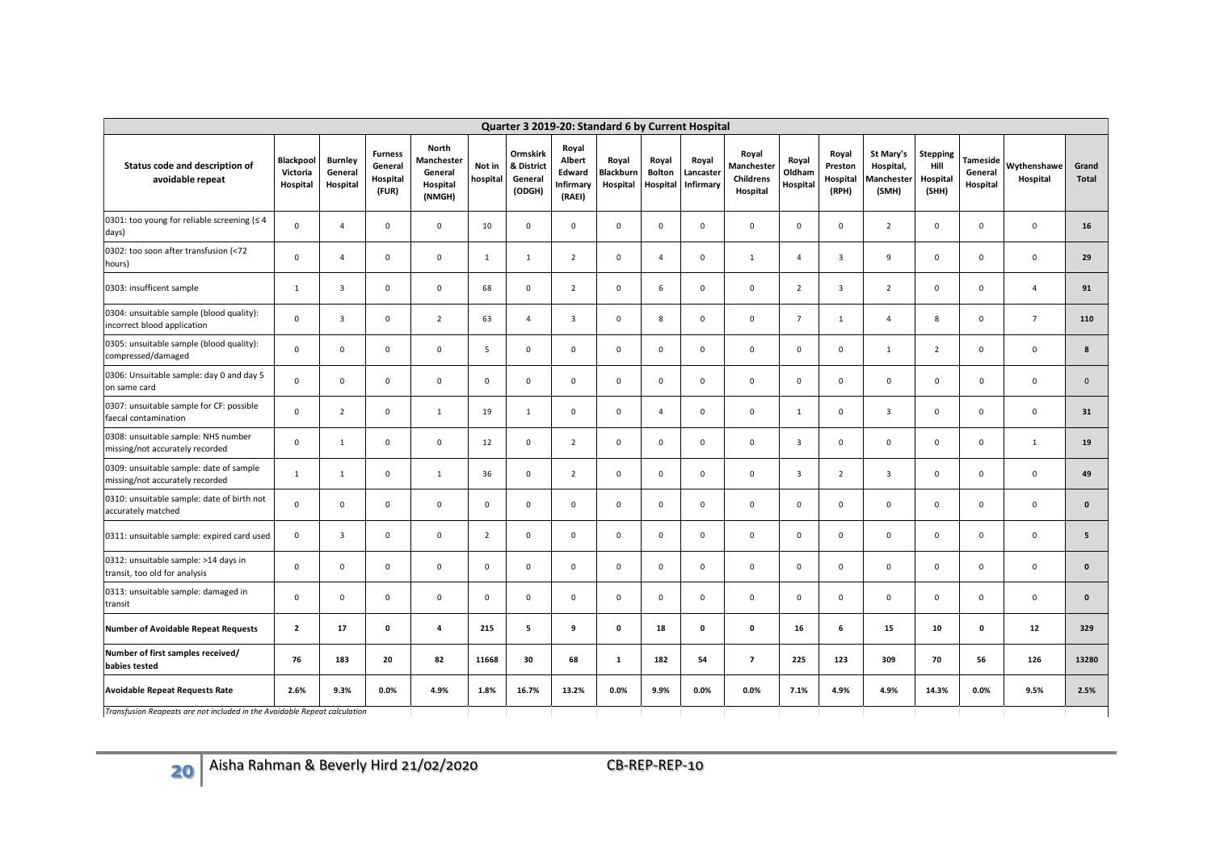| Quarter 3 2019-20: Standard 6 by Current Hospital | | | | | | | | | | | | | | | | | | |
|---|---|---|---|---|---|---|---|---|---|---|---|---|---|---|---|---|---|---|
| **Status code and description of avoidable repeat** | **Blackpool Victoria Hospital** | **Burnley General Hospital** | **Furness General Hospital (FUR)** | **North Manchester General Hospital (NMGH)** | **Not in hospital** | **Ormskirk & District General (ODGH)** | **Royal Albert Edward Infirmary (RAEI)** | **Royal Blackburn Hospital** | **Royal Bolton Hospital** | **Royal Lancaster Infirmary** | **Royal Manchester Childrens Hospital** | **Royal Oldham Hospital** | **Royal Preston Hospital (RPH)** | **St Mary's Hospital, Manchester (SMH)** | **Stepping Hill Hospital (SHH)** | **Tameside General Hospital** | **Wythenshawe Hospital** | **Grand Total** |
| 0301: too young for reliable screening (≤ 4 days) | 0 | 4 | 0 | 0 | 10 | 0 | 0 | 0 | 0 | 0 | 0 | 0 | 0 | 2 | 0 | 0 | 0 | **16** |
| 0302: too soon after transfusion (<72 hours) | 0 | 4 | 0 | 0 | 1 | 1 | 2 | 0 | 4 | 0 | 1 | 4 | 3 | 9 | 0 | 0 | 0 | **29** |
| 0303: insufficent sample | 1 | 3 | 0 | 0 | 68 | 0 | 2 | 0 | 6 | 0 | 0 | 2 | 3 | 2 | 0 | 0 | 4 | **91** |
| 0304: unsuitable sample (blood quality): incorrect blood application | 0 | 3 | 0 | 2 | 63 | 4 | 3 | 0 | 8 | 0 | 0 | 7 | 1 | 4 | 8 | 0 | 7 | **110** |
| 0305: unsuitable sample (blood quality): compressed/damaged | 0 | 0 | 0 | 0 | 5 | 0 | 0 | 0 | 0 | 0 | 0 | 0 | 0 | 1 | 2 | 0 | 0 | **8** |
| 0306: Unsuitable sample: day 0 and day 5 on same card | 0 | 0 | 0 | 0 | 0 | 0 | 0 | 0 | 0 | 0 | 0 | 0 | 0 | 0 | 0 | 0 | 0 | 0 |
| 0307: unsuitable sample for CF: possible faecal contamination | 0 | 2 | 0 | 1 | 19 | 1 | 0 | 0 | 4 | 0 | 0 | 1 | 0 | 3 | 0 | 0 | 0 | **31** |
| 0308: unsuitable sample: NHS number missing/not accurately recorded | 0 | 1 | 0 | 0 | 12 | 0 | 2 | 0 | 0 | 0 | 0 | 3 | 0 | 0 | 0 | 0 | 1 | **19** |
| 0309: unsuitable sample: date of sample missing/not accurately recorded | 1 | 1 | 0 | 1 | 36 | 0 | 2 | 0 | 0 | 0 | 0 | 3 | 2 | 3 | 0 | 0 | 0 | **49** |
| 0310: unsuitable sample: date of birth not accurately matched | 0 | 0 | 0 | 0 | 0 | 0 | 0 | 0 | 0 | 0 | 0 | 0 | 0 | 0 | 0 | 0 | 0 | **0** |
| 0311: unsuitable sample: expired card used | 0 | 3 | 0 | 0 | 2 | 0 | 0 | 0 | 0 | 0 | 0 | 0 | 0 | 0 | 0 | 0 | 0 | **5** |
| 0312: unsuitable sample: >14 days in transit, too old for analysis | 0 | 0 | 0 | 0 | 0 | 0 | 0 | 0 | 0 | 0 | 0 | 0 | 0 | 0 | 0 | 0 | 0 | **0** |
| 0313: unsuitable sample: damaged in transit | 0 | 0 | 0 | 0 | 0 | 0 | 0 | 0 | 0 | 0 | 0 | 0 | 0 | 0 | 0 | 0 | 0 | **0** |
| **Number of Avoidable Repeat Requests** | **2** | **17** | **0** | **4** | **215** | **5** | **9** | **0** | **18** | **0** | **0** | **16** | **6** | **15** | **10** | **0** | **12** | **329** |
| **Number of first samples received/ babies tested** | **76** | **183** | **20** | **82** | **11668** | **30** | **68** | **1** | **182** | **54** | **7** | **225** | **123** | **309** | **70** | **56** | **126** | **13280** |
| **Avoidable Repeat Requests Rate** | **2.6%** | **9.3%** | **0.0%** | **4.9%** | **1.8%** | **16.7%** | **13.2%** | **0.0%** | **9.9%** | **0.0%** | **0.0%** | **7.1%** | **4.9%** | **4.9%** | **14.3%** | **0.0%** | **9.5%** | **2.5%** |

*Transfusion Reapeats are not included in the Avoidable Repeat calculation*

Aisha Rahman & Beverly Hird 21/02/2020 CB-REP-REP-10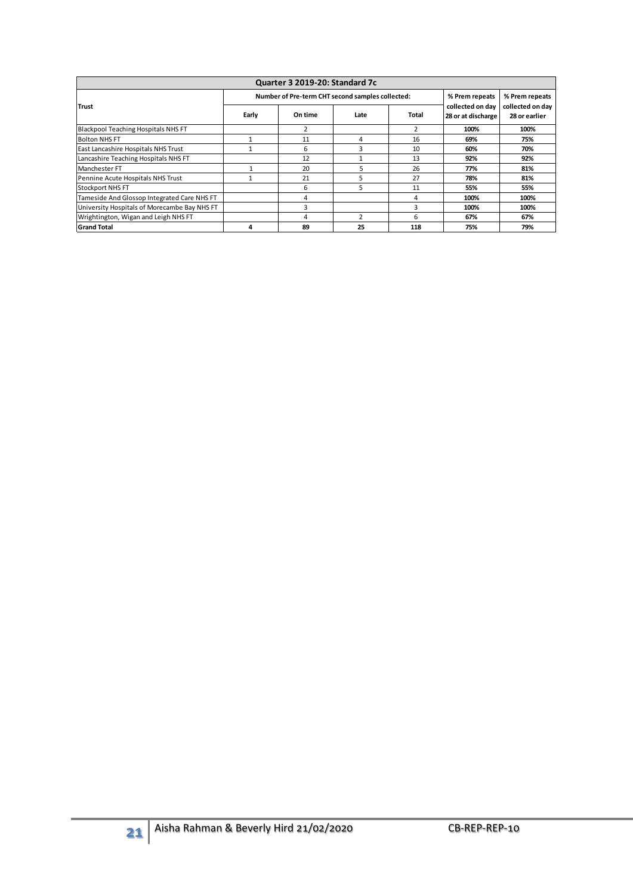| Quarter 3 2019-20: Standard 7c | | | | | | |
|---|---|---|---|---|---|---|
| Trust | Number of Pre-term CHT second samples collected: | | | | % Prem repeats collected on day 28 or at discharge | % Prem repeats collected on day 28 or earlier |
| | Early | On time | Late | Total | | |
| Blackpool Teaching Hospitals NHS FT | | 2 | | 2 | **100%** | **100%** |
| Bolton NHS FT | 1 | 11 | 4 | 16 | **69%** | **75%** |
| East Lancashire Hospitals NHS Trust | 1 | 6 | 3 | 10 | **60%** | **70%** |
| Lancashire Teaching Hospitals NHS FT | | 12 | 1 | 13 | **92%** | **92%** |
| Manchester FT | 1 | 20 | 5 | 26 | **77%** | **81%** |
| Pennine Acute Hospitals NHS Trust | 1 | 21 | 5 | 27 | **78%** | **81%** |
| Stockport NHS FT | | 6 | 5 | 11 | **55%** | **55%** |
| Tameside And Glossop Integrated Care NHS FT | | 4 | | 4 | **100%** | **100%** |
| University Hospitals of Morecambe Bay NHS FT | | 3 | | 3 | **100%** | **100%** |
| Wrightington, Wigan and Leigh NHS FT | | 4 | 2 | 6 | **67%** | **67%** |
| **Grand Total** | **4** | **89** | **25** | **118** | **75%** | **79%** |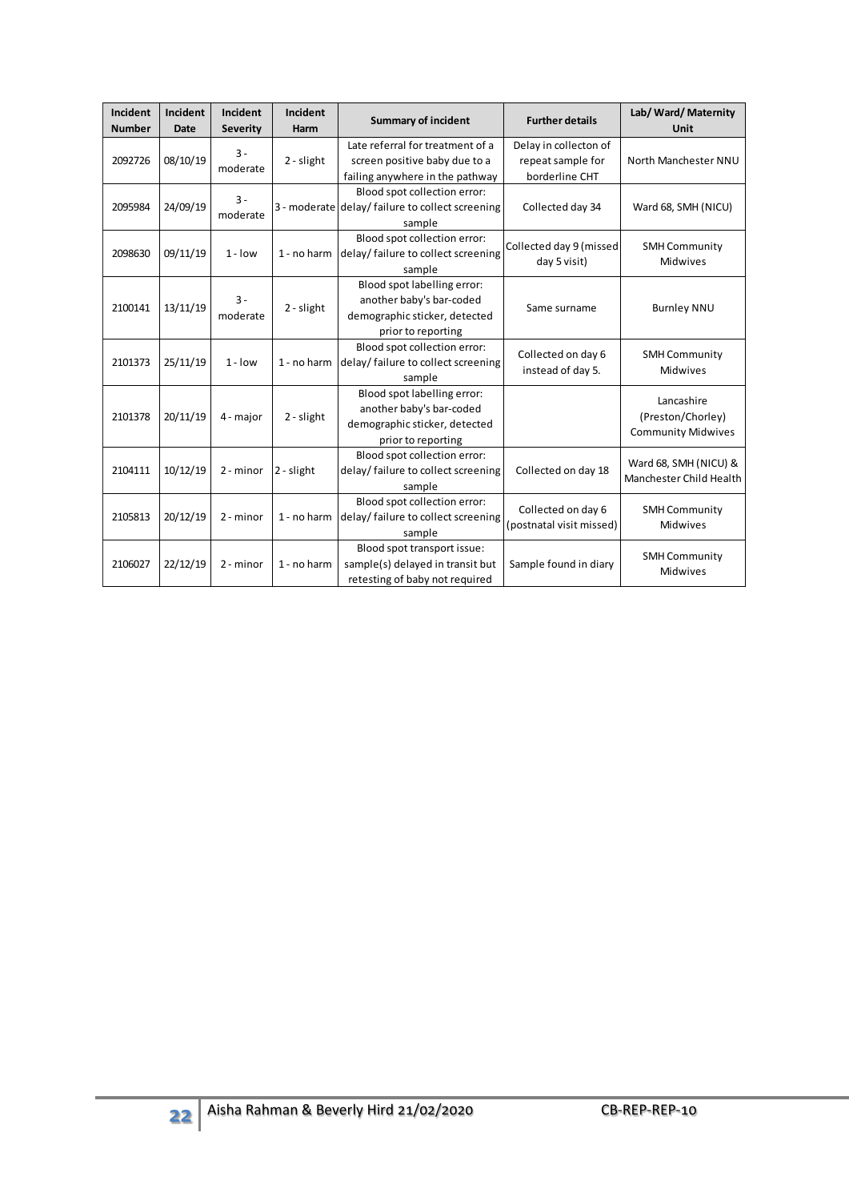| Incident Number | Incident Date | Incident Severity | Incident Harm | Summary of incident | Further details | Lab/ Ward/ Maternity Unit |
|---|---|---|---|---|---|---|
| 2092726 | 08/10/19 | 3 - moderate | 2 - slight | Late referral for treatment of a screen positive baby due to a failing anywhere in the pathway | Delay in collecton of repeat sample for borderline CHT | North Manchester NNU |
| 2095984 | 24/09/19 | 3 - moderate | 3 - moderate | Blood spot collection error: delay/ failure to collect screening sample | Collected day 34 | Ward 68, SMH (NICU) |
| 2098630 | 09/11/19 | 1 - low | 1 - no harm | Blood spot collection error: delay/ failure to collect screening sample | Collected day 9 (missed day 5 visit) | SMH Community Midwives |
| 2100141 | 13/11/19 | 3 - moderate | 2 - slight | Blood spot labelling error: another baby's bar-coded demographic sticker, detected prior to reporting | Same surname | Burnley NNU |
| 2101373 | 25/11/19 | 1 - low | 1 - no harm | Blood spot collection error: delay/ failure to collect screening sample | Collected on day 6 instead of day 5. | SMH Community Midwives |
| 2101378 | 20/11/19 | 4 - major | 2 - slight | Blood spot labelling error: another baby's bar-coded demographic sticker, detected prior to reporting | | Lancashire (Preston/Chorley) Community Midwives |
| 2104111 | 10/12/19 | 2 - minor | 2 - slight | Blood spot collection error: delay/ failure to collect screening sample | Collected on day 18 | Ward 68, SMH (NICU) & Manchester Child Health |
| 2105813 | 20/12/19 | 2 - minor | 1 - no harm | Blood spot collection error: delay/ failure to collect screening sample | Collected on day 6 (postnatal visit missed) | SMH Community Midwives |
| 2106027 | 22/12/19 | 2 - minor | 1 - no harm | Blood spot transport issue: sample(s) delayed in transit but retesting of baby not required | Sample found in diary | SMH Community Midwives |